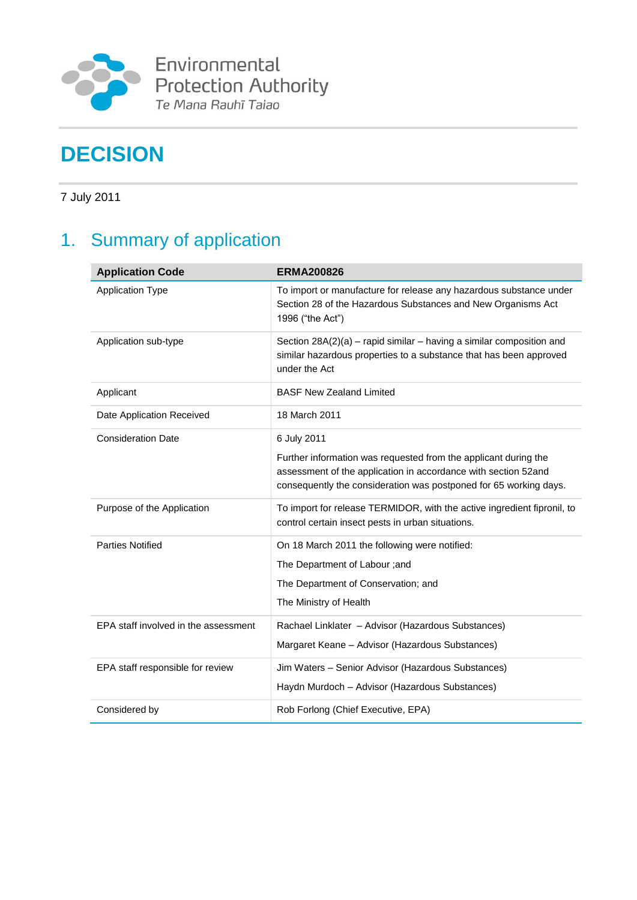Environmental Protection Authority

*Te Mana Rauhī Taiao*

# DECISION

7 July 2011

## 1. Summary of application

| Application Code | ERMA200826 |
|---|---|
| Application Type | To import or manufacture for release any hazardous substance under Section 28 of the Hazardous Substances and New Organisms Act 1996 ("the Act") |
| Application sub-type | Section 28A(2)(a) – rapid similar – having a similar composition and similar hazardous properties to a substance that has been approved under the Act |
| Applicant | BASF New Zealand Limited |
| Date Application Received | 18 March 2011 |
| Consideration Date | 6 July 2011<br><br>Further information was requested from the applicant during the assessment of the application in accordance with section 52and consequently the consideration was postponed for 65 working days. |
| Purpose of the Application | To import for release TERMIDOR, with the active ingredient fipronil, to control certain insect pests in urban situations. |
| Parties Notified | On 18 March 2011 the following were notified:<br><br>The Department of Labour ;and<br><br>The Department of Conservation; and<br><br>The Ministry of Health |
| EPA staff involved in the assessment | Rachael Linklater – Advisor (Hazardous Substances)<br><br>Margaret Keane – Advisor (Hazardous Substances) |
| EPA staff responsible for review | Jim Waters – Senior Advisor (Hazardous Substances)<br><br>Haydn Murdoch – Advisor (Hazardous Substances) |
| Considered by | Rob Forlong (Chief Executive, EPA) |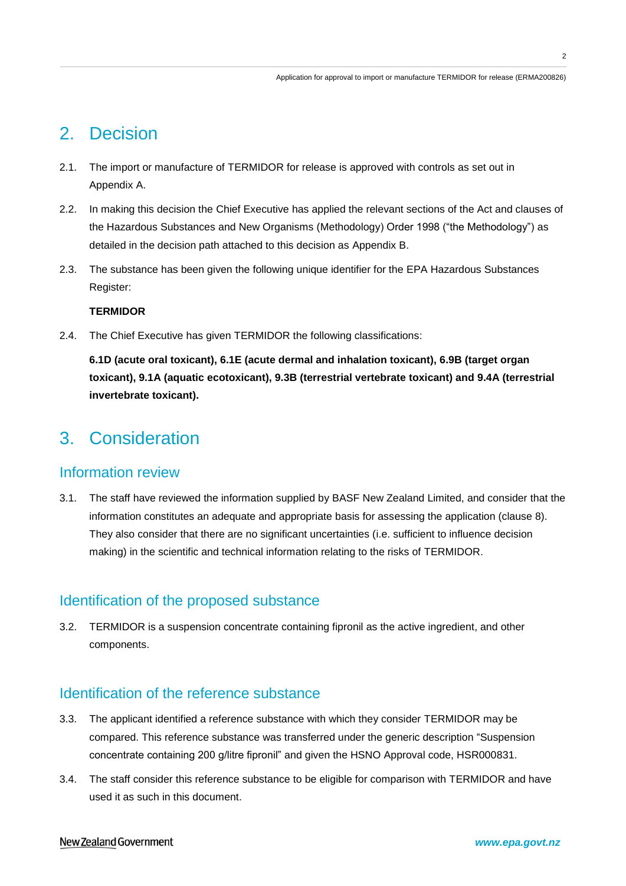## 2. Decision

2.1. The import or manufacture of TERMIDOR for release is approved with controls as set out in Appendix A.

2.2. In making this decision the Chief Executive has applied the relevant sections of the Act and clauses of the Hazardous Substances and New Organisms (Methodology) Order 1998 ("the Methodology") as detailed in the decision path attached to this decision as Appendix B.

2.3. The substance has been given the following unique identifier for the EPA Hazardous Substances Register:

**TERMIDOR**

2.4. The Chief Executive has given TERMIDOR the following classifications:

**6.1D (acute oral toxicant), 6.1E (acute dermal and inhalation toxicant), 6.9B (target organ toxicant), 9.1A (aquatic ecotoxicant), 9.3B (terrestrial vertebrate toxicant) and 9.4A (terrestrial invertebrate toxicant).**

## 3. Consideration

### Information review

3.1. The staff have reviewed the information supplied by BASF New Zealand Limited, and consider that the information constitutes an adequate and appropriate basis for assessing the application (clause 8). They also consider that there are no significant uncertainties (i.e. sufficient to influence decision making) in the scientific and technical information relating to the risks of TERMIDOR.

### Identification of the proposed substance

3.2. TERMIDOR is a suspension concentrate containing fipronil as the active ingredient, and other components.

### Identification of the reference substance

3.3. The applicant identified a reference substance with which they consider TERMIDOR may be compared. This reference substance was transferred under the generic description "Suspension concentrate containing 200 g/litre fipronil" and given the HSNO Approval code, HSR000831.

3.4. The staff consider this reference substance to be eligible for comparison with TERMIDOR and have used it as such in this document.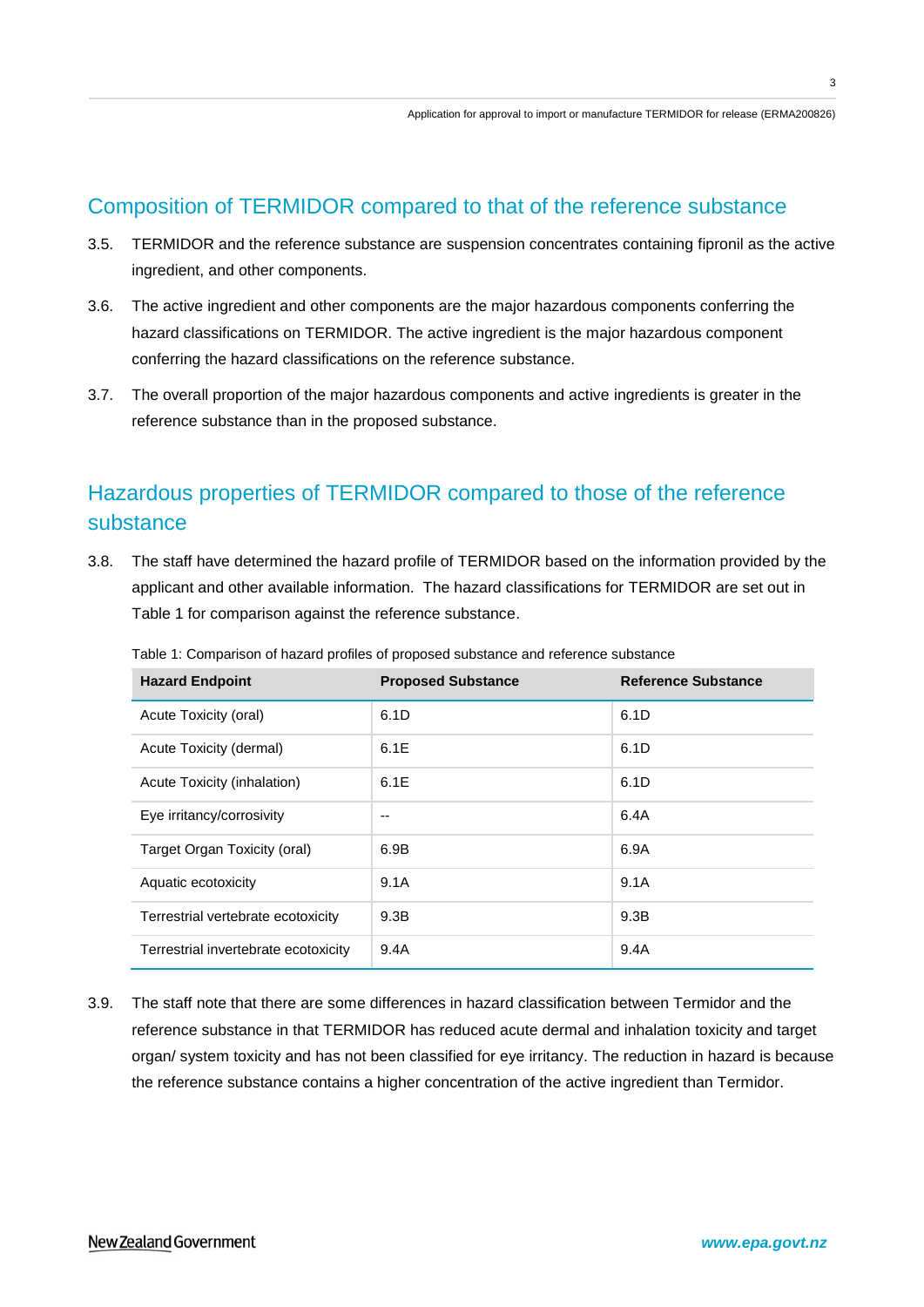## Composition of TERMIDOR compared to that of the reference substance

3.5. TERMIDOR and the reference substance are suspension concentrates containing fipronil as the active ingredient, and other components.

3.6. The active ingredient and other components are the major hazardous components conferring the hazard classifications on TERMIDOR. The active ingredient is the major hazardous component conferring the hazard classifications on the reference substance.

3.7. The overall proportion of the major hazardous components and active ingredients is greater in the reference substance than in the proposed substance.

## Hazardous properties of TERMIDOR compared to those of the reference substance

3.8. The staff have determined the hazard profile of TERMIDOR based on the information provided by the applicant and other available information. The hazard classifications for TERMIDOR are set out in Table 1 for comparison against the reference substance.

Table 1: Comparison of hazard profiles of proposed substance and reference substance

| Hazard Endpoint | Proposed Substance | Reference Substance |
|---|---|---|
| Acute Toxicity (oral) | 6.1D | 6.1D |
| Acute Toxicity (dermal) | 6.1E | 6.1D |
| Acute Toxicity (inhalation) | 6.1E | 6.1D |
| Eye irritancy/corrosivity | -- | 6.4A |
| Target Organ Toxicity (oral) | 6.9B | 6.9A |
| Aquatic ecotoxicity | 9.1A | 9.1A |
| Terrestrial vertebrate ecotoxicity | 9.3B | 9.3B |
| Terrestrial invertebrate ecotoxicity | 9.4A | 9.4A |

3.9. The staff note that there are some differences in hazard classification between Termidor and the reference substance in that TERMIDOR has reduced acute dermal and inhalation toxicity and target organ/ system toxicity and has not been classified for eye irritancy. The reduction in hazard is because the reference substance contains a higher concentration of the active ingredient than Termidor.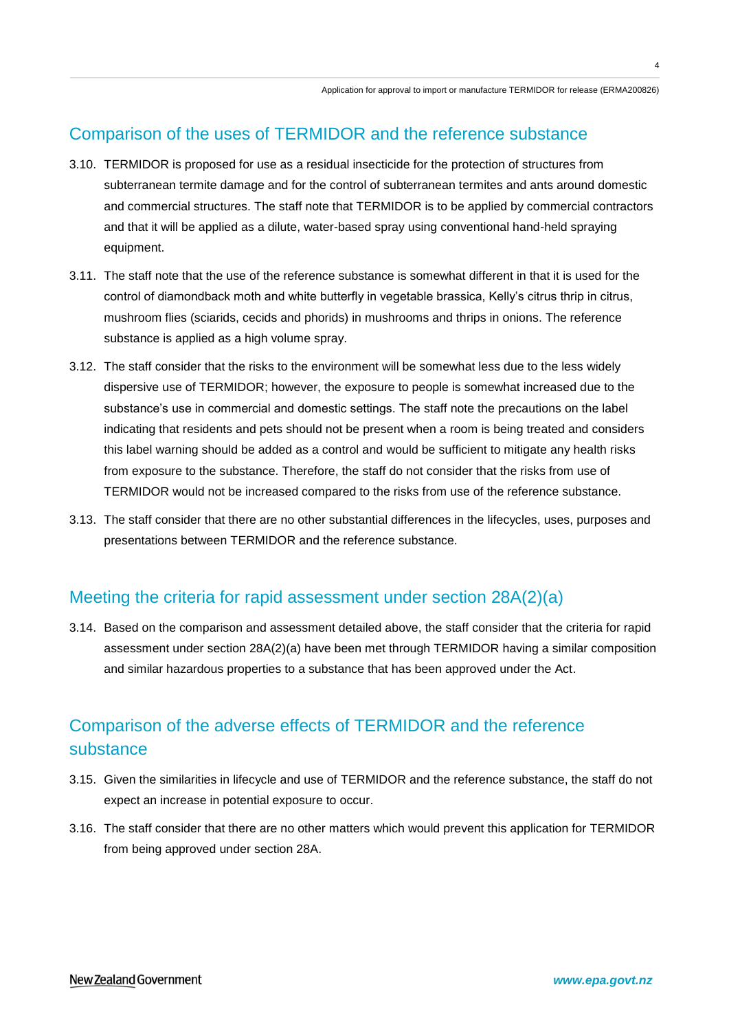## Comparison of the uses of TERMIDOR and the reference substance

3.10. TERMIDOR is proposed for use as a residual insecticide for the protection of structures from subterranean termite damage and for the control of subterranean termites and ants around domestic and commercial structures. The staff note that TERMIDOR is to be applied by commercial contractors and that it will be applied as a dilute, water-based spray using conventional hand-held spraying equipment.

3.11. The staff note that the use of the reference substance is somewhat different in that it is used for the control of diamondback moth and white butterfly in vegetable brassica, Kelly's citrus thrip in citrus, mushroom flies (sciarids, cecids and phorids) in mushrooms and thrips in onions. The reference substance is applied as a high volume spray.

3.12. The staff consider that the risks to the environment will be somewhat less due to the less widely dispersive use of TERMIDOR; however, the exposure to people is somewhat increased due to the substance's use in commercial and domestic settings. The staff note the precautions on the label indicating that residents and pets should not be present when a room is being treated and considers this label warning should be added as a control and would be sufficient to mitigate any health risks from exposure to the substance. Therefore, the staff do not consider that the risks from use of TERMIDOR would not be increased compared to the risks from use of the reference substance.

3.13. The staff consider that there are no other substantial differences in the lifecycles, uses, purposes and presentations between TERMIDOR and the reference substance.

## Meeting the criteria for rapid assessment under section 28A(2)(a)

3.14. Based on the comparison and assessment detailed above, the staff consider that the criteria for rapid assessment under section 28A(2)(a) have been met through TERMIDOR having a similar composition and similar hazardous properties to a substance that has been approved under the Act.

## Comparison of the adverse effects of TERMIDOR and the reference substance

3.15. Given the similarities in lifecycle and use of TERMIDOR and the reference substance, the staff do not expect an increase in potential exposure to occur.

3.16. The staff consider that there are no other matters which would prevent this application for TERMIDOR from being approved under section 28A.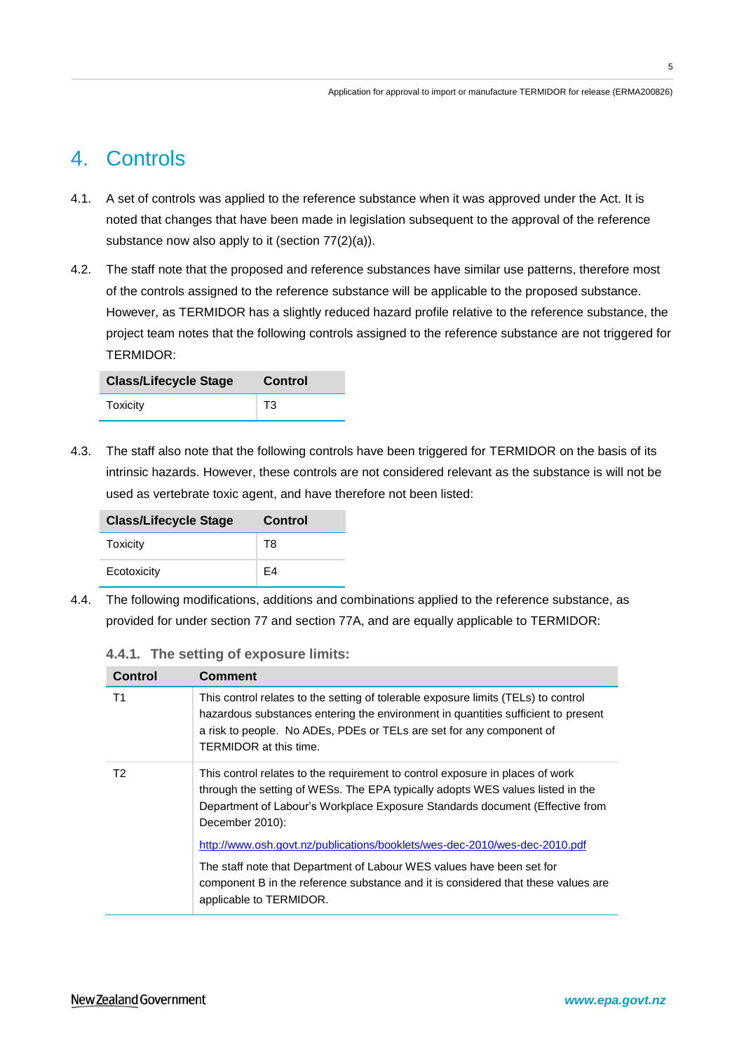# 4. Controls

4.1. A set of controls was applied to the reference substance when it was approved under the Act. It is noted that changes that have been made in legislation subsequent to the approval of the reference substance now also apply to it (section 77(2)(a)).

4.2. The staff note that the proposed and reference substances have similar use patterns, therefore most of the controls assigned to the reference substance will be applicable to the proposed substance. However, as TERMIDOR has a slightly reduced hazard profile relative to the reference substance, the project team notes that the following controls assigned to the reference substance are not triggered for TERMIDOR:

| Class/Lifecycle Stage | Control |
| --- | --- |
| Toxicity | T3 |

4.3. The staff also note that the following controls have been triggered for TERMIDOR on the basis of its intrinsic hazards. However, these controls are not considered relevant as the substance is will not be used as vertebrate toxic agent, and have therefore not been listed:

| Class/Lifecycle Stage | Control |
| --- | --- |
| Toxicity | T8 |
| Ecotoxicity | E4 |

4.4. The following modifications, additions and combinations applied to the reference substance, as provided for under section 77 and section 77A, and are equally applicable to TERMIDOR:

### 4.4.1. The setting of exposure limits:

| Control | Comment |
| --- | --- |
| T1 | This control relates to the setting of tolerable exposure limits (TELs) to control hazardous substances entering the environment in quantities sufficient to present a risk to people. No ADEs, PDEs or TELs are set for any component of TERMIDOR at this time. |
| T2 | This control relates to the requirement to control exposure in places of work through the setting of WESs. The EPA typically adopts WES values listed in the Department of Labour's Workplace Exposure Standards document (Effective from December 2010): http://www.osh.govt.nz/publications/booklets/wes-dec-2010/wes-dec-2010.pdf The staff note that Department of Labour WES values have been set for component B in the reference substance and it is considered that these values are applicable to TERMIDOR. |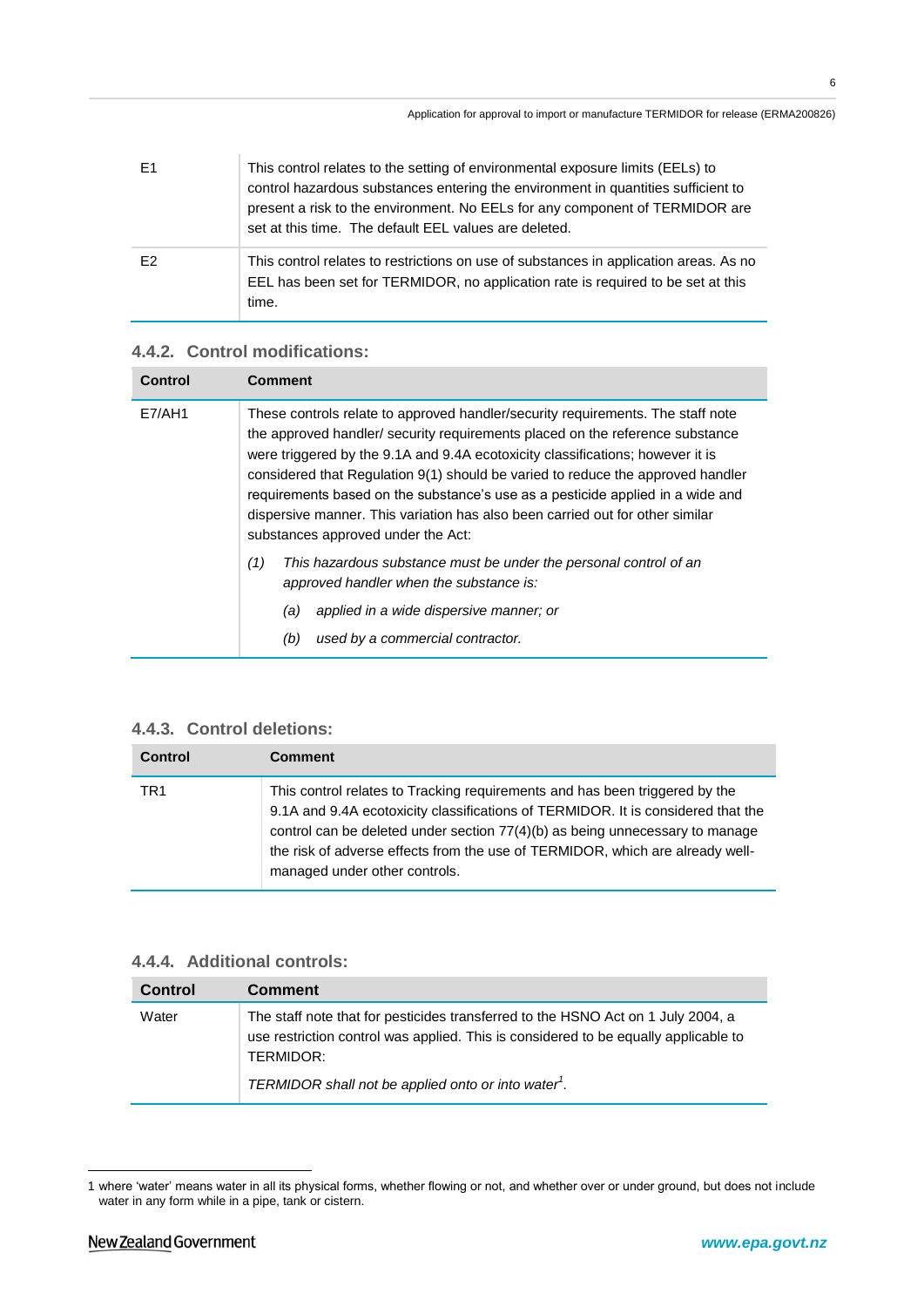| | |
|---|---|
| E1 | This control relates to the setting of environmental exposure limits (EELs) to control hazardous substances entering the environment in quantities sufficient to present a risk to the environment. No EELs for any component of TERMIDOR are set at this time. The default EEL values are deleted. |
| E2 | This control relates to restrictions on use of substances in application areas. As no EEL has been set for TERMIDOR, no application rate is required to be set at this time. |

### 4.4.2. Control modifications:

| Control | Comment |
|---|---|
| E7/AH1 | These controls relate to approved handler/security requirements. The staff note the approved handler/ security requirements placed on the reference substance were triggered by the 9.1A and 9.4A ecotoxicity classifications; however it is considered that Regulation 9(1) should be varied to reduce the approved handler requirements based on the substance's use as a pesticide applied in a wide and dispersive manner. This variation has also been carried out for other similar substances approved under the Act: <br><br> *(1) This hazardous substance must be under the personal control of an approved handler when the substance is:* <br> *(a) applied in a wide dispersive manner; or* <br> *(b) used by a commercial contractor.* |

### 4.4.3. Control deletions:

| Control | Comment |
|---|---|
| TR1 | This control relates to Tracking requirements and has been triggered by the 9.1A and 9.4A ecotoxicity classifications of TERMIDOR. It is considered that the control can be deleted under section 77(4)(b) as being unnecessary to manage the risk of adverse effects from the use of TERMIDOR, which are already well-managed under other controls. |

### 4.4.4. Additional controls:

| Control | Comment |
|---|---|
| Water | The staff note that for pesticides transferred to the HSNO Act on 1 July 2004, a use restriction control was applied. This is considered to be equally applicable to TERMIDOR: <br><br> *TERMIDOR shall not be applied onto or into water*[1]. |

[1] where 'water' means water in all its physical forms, whether flowing or not, and whether over or under ground, but does not include water in any form while in a pipe, tank or cistern.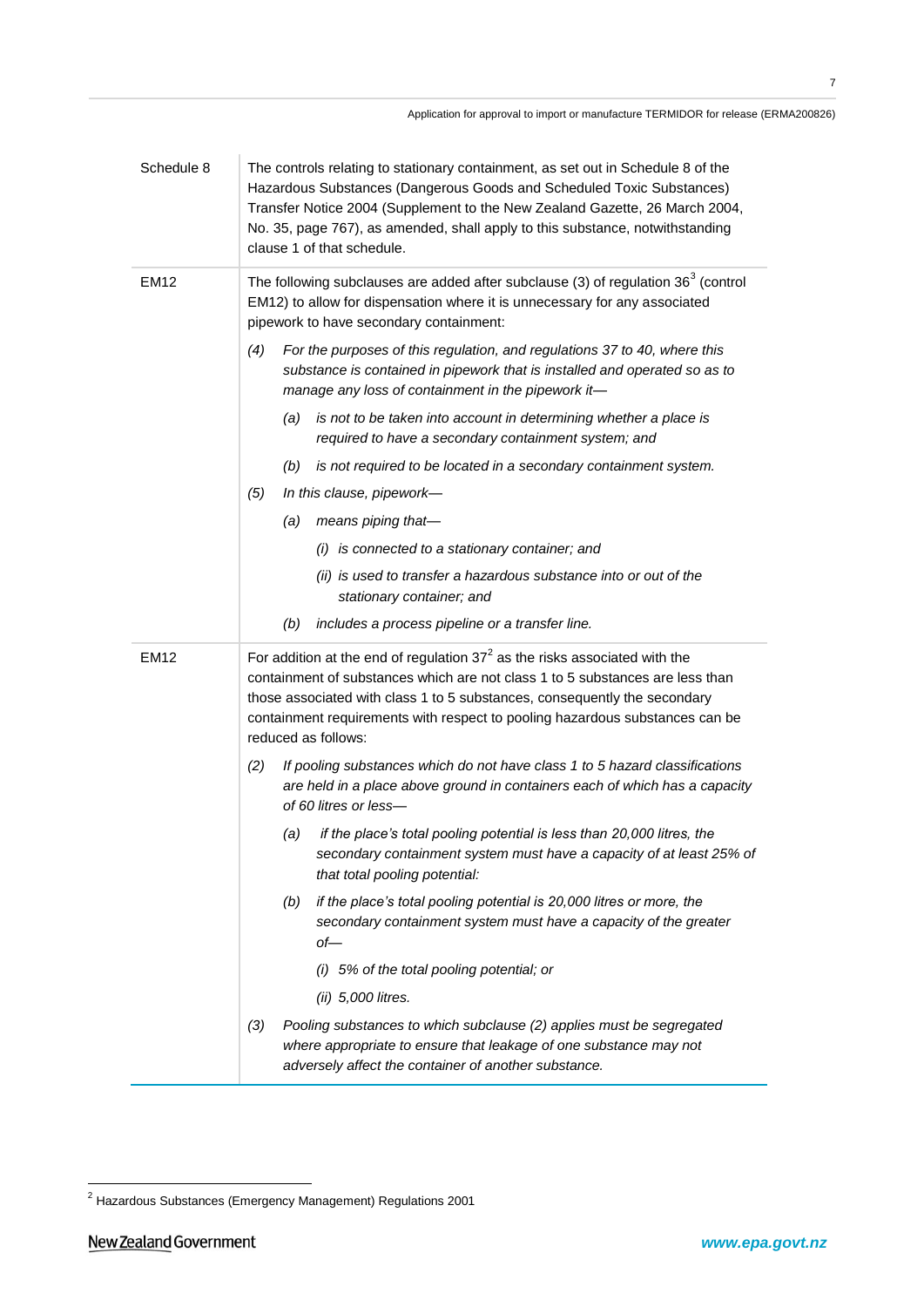| | |
|---|---|
| Schedule 8 | The controls relating to stationary containment, as set out in Schedule 8 of the Hazardous Substances (Dangerous Goods and Scheduled Toxic Substances) Transfer Notice 2004 (Supplement to the New Zealand Gazette, 26 March 2004, No. 35, page 767), as amended, shall apply to this substance, notwithstanding clause 1 of that schedule. |
| EM12 | The following subclauses are added after subclause (3) of regulation 36[3] (control EM12) to allow for dispensation where it is unnecessary for any associated pipework to have secondary containment:<br><br>*(4) For the purposes of this regulation, and regulations 37 to 40, where this substance is contained in pipework that is installed and operated so as to manage any loss of containment in the pipework it—*<br><br>*(a) is not to be taken into account in determining whether a place is required to have a secondary containment system; and*<br><br>*(b) is not required to be located in a secondary containment system.*<br><br>*(5) In this clause, pipework—*<br><br>*(a) means piping that—*<br><br>*(i) is connected to a stationary container; and*<br><br>*(ii) is used to transfer a hazardous substance into or out of the stationary container; and*<br><br>*(b) includes a process pipeline or a transfer line.* |
| EM12 | For addition at the end of regulation 37[2] as the risks associated with the containment of substances which are not class 1 to 5 substances are less than those associated with class 1 to 5 substances, consequently the secondary containment requirements with respect to pooling hazardous substances can be reduced as follows:<br><br>*(2) If pooling substances which do not have class 1 to 5 hazard classifications are held in a place above ground in containers each of which has a capacity of 60 litres or less—*<br><br>*(a) if the place's total pooling potential is less than 20,000 litres, the secondary containment system must have a capacity of at least 25% of that total pooling potential:*<br><br>*(b) if the place's total pooling potential is 20,000 litres or more, the secondary containment system must have a capacity of the greater of—*<br><br>*(i) 5% of the total pooling potential; or*<br><br>*(ii) 5,000 litres.*<br><br>*(3) Pooling substances to which subclause (2) applies must be segregated where appropriate to ensure that leakage of one substance may not adversely affect the container of another substance.* |

[2] Hazardous Substances (Emergency Management) Regulations 2001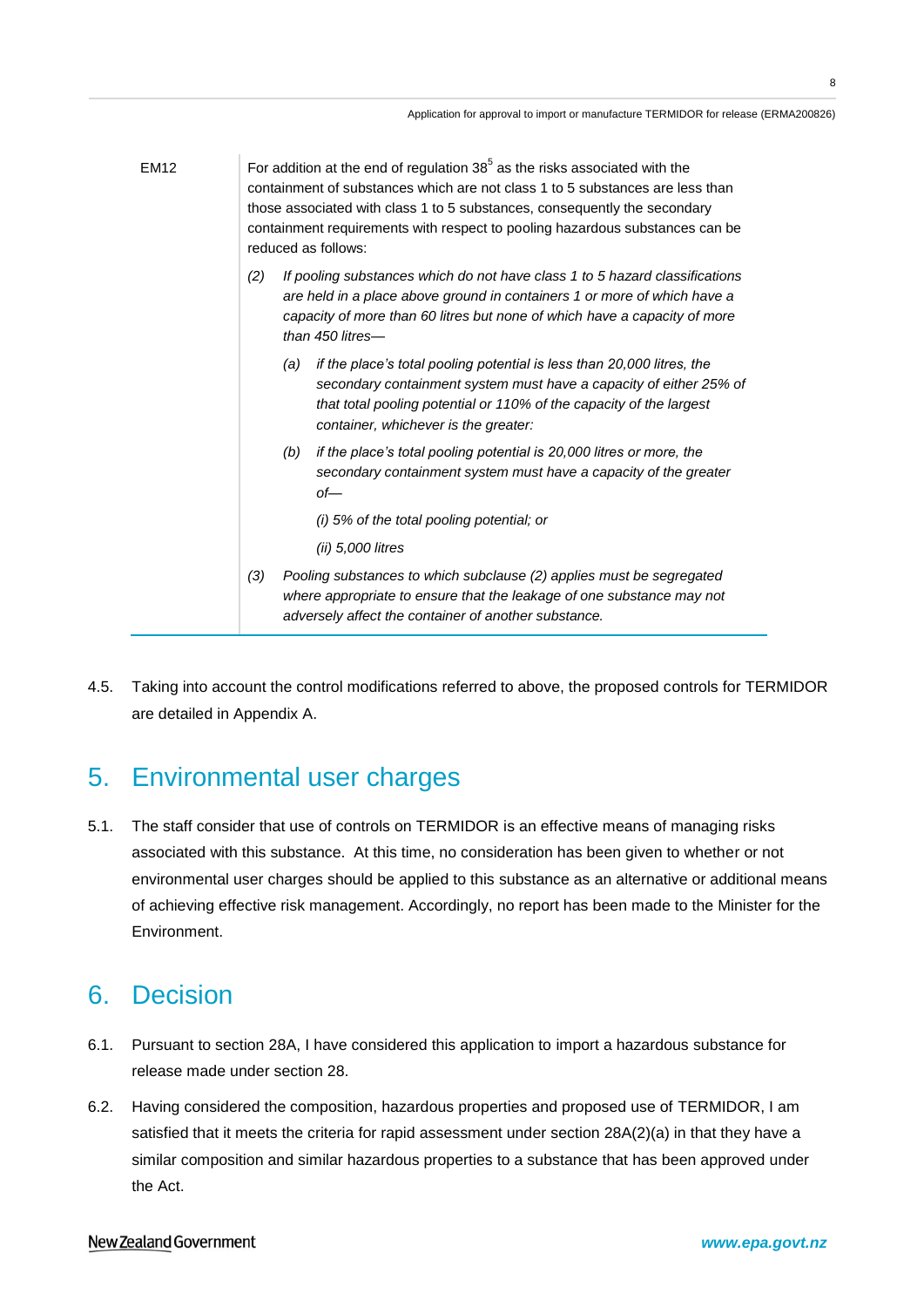| | |
|---|---|
| EM12 | For addition at the end of regulation 38[5] as the risks associated with the containment of substances which are not class 1 to 5 substances are less than those associated with class 1 to 5 substances, consequently the secondary containment requirements with respect to pooling hazardous substances can be reduced as follows:<br>*(2) If pooling substances which do not have class 1 to 5 hazard classifications are held in a place above ground in containers 1 or more of which have a capacity of more than 60 litres but none of which have a capacity of more than 450 litres—*<br>*(a) if the place's total pooling potential is less than 20,000 litres, the secondary containment system must have a capacity of either 25% of that total pooling potential or 110% of the capacity of the largest container, whichever is the greater:*<br>*(b) if the place's total pooling potential is 20,000 litres or more, the secondary containment system must have a capacity of the greater of—*<br>*(i) 5% of the total pooling potential; or*<br>*(ii) 5,000 litres*<br>*(3) Pooling substances to which subclause (2) applies must be segregated where appropriate to ensure that the leakage of one substance may not adversely affect the container of another substance.* |

4.5. Taking into account the control modifications referred to above, the proposed controls for TERMIDOR are detailed in Appendix A.

## 5. Environmental user charges

5.1. The staff consider that use of controls on TERMIDOR is an effective means of managing risks associated with this substance. At this time, no consideration has been given to whether or not environmental user charges should be applied to this substance as an alternative or additional means of achieving effective risk management. Accordingly, no report has been made to the Minister for the Environment.

## 6. Decision

6.1. Pursuant to section 28A, I have considered this application to import a hazardous substance for release made under section 28.

6.2. Having considered the composition, hazardous properties and proposed use of TERMIDOR, I am satisfied that it meets the criteria for rapid assessment under section 28A(2)(a) in that they have a similar composition and similar hazardous properties to a substance that has been approved under the Act.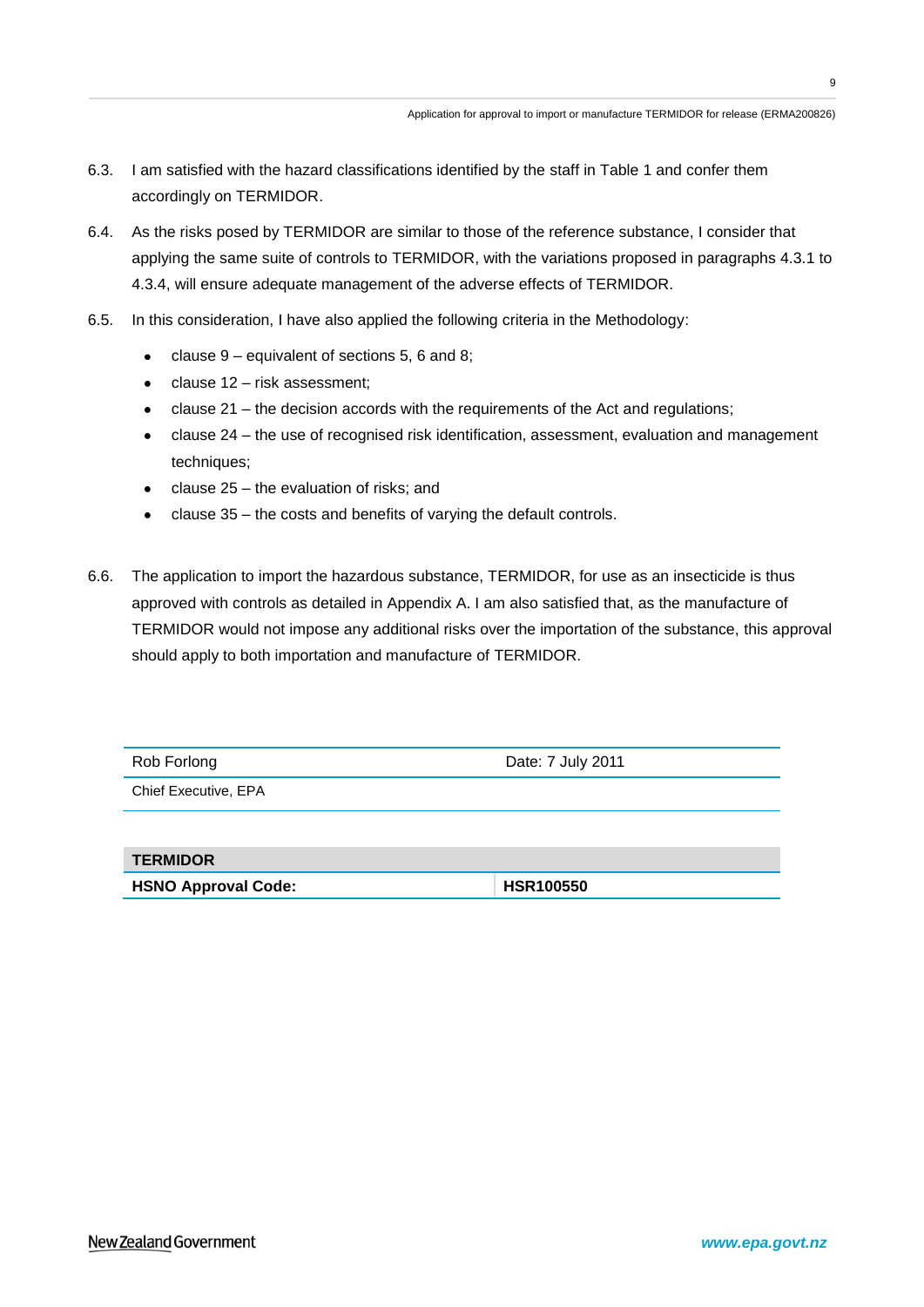6.3. I am satisfied with the hazard classifications identified by the staff in Table 1 and confer them accordingly on TERMIDOR.

6.4. As the risks posed by TERMIDOR are similar to those of the reference substance, I consider that applying the same suite of controls to TERMIDOR, with the variations proposed in paragraphs 4.3.1 to 4.3.4, will ensure adequate management of the adverse effects of TERMIDOR.

6.5. In this consideration, I have also applied the following criteria in the Methodology:

- clause 9 – equivalent of sections 5, 6 and 8;
- clause 12 – risk assessment;
- clause 21 – the decision accords with the requirements of the Act and regulations;
- clause 24 – the use of recognised risk identification, assessment, evaluation and management techniques;
- clause 25 – the evaluation of risks; and
- clause 35 – the costs and benefits of varying the default controls.

6.6. The application to import the hazardous substance, TERMIDOR, for use as an insecticide is thus approved with controls as detailed in Appendix A. I am also satisfied that, as the manufacture of TERMIDOR would not impose any additional risks over the importation of the substance, this approval should apply to both importation and manufacture of TERMIDOR.

| Rob Forlong | Date: 7 July 2011 |
| --- | --- |
| Chief Executive, EPA | |

| **TERMIDOR** | |
| --- | --- |
| **HSNO Approval Code:** | **HSR100550** |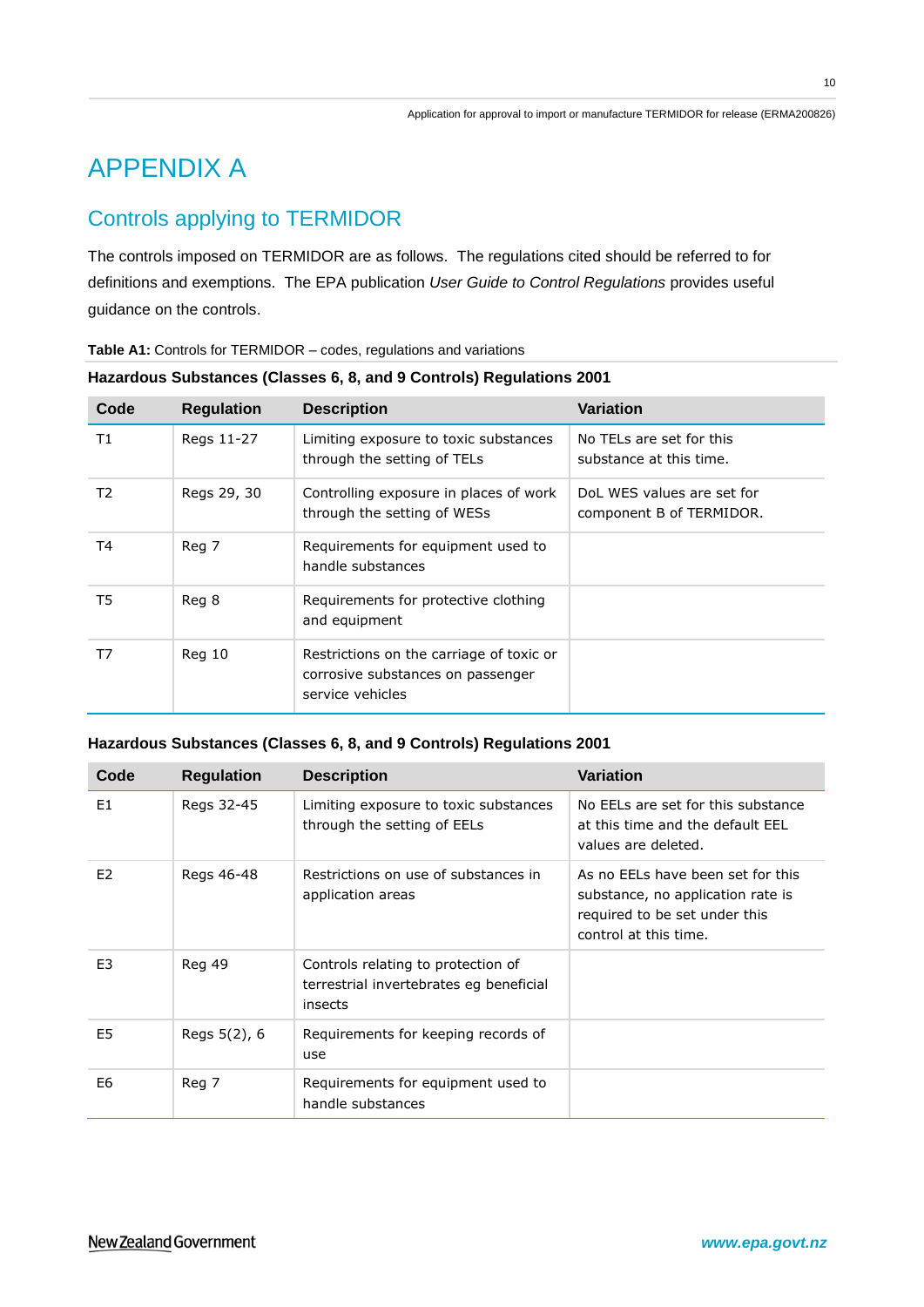# APPENDIX A

## Controls applying to TERMIDOR

The controls imposed on TERMIDOR are as follows. The regulations cited should be referred to for definitions and exemptions. The EPA publication *User Guide to Control Regulations* provides useful guidance on the controls.

**Table A1:** Controls for TERMIDOR – codes, regulations and variations

**Hazardous Substances (Classes 6, 8, and 9 Controls) Regulations 2001**

| Code | Regulation | Description | Variation |
|---|---|---|---|
| T1 | Regs 11-27 | Limiting exposure to toxic substances through the setting of TELs | No TELs are set for this substance at this time. |
| T2 | Regs 29, 30 | Controlling exposure in places of work through the setting of WESs | DoL WES values are set for component B of TERMIDOR. |
| T4 | Reg 7 | Requirements for equipment used to handle substances | |
| T5 | Reg 8 | Requirements for protective clothing and equipment | |
| T7 | Reg 10 | Restrictions on the carriage of toxic or corrosive substances on passenger service vehicles | |

**Hazardous Substances (Classes 6, 8, and 9 Controls) Regulations 2001**

| Code | Regulation | Description | Variation |
|---|---|---|---|
| E1 | Regs 32-45 | Limiting exposure to toxic substances through the setting of EELs | No EELs are set for this substance at this time and the default EEL values are deleted. |
| E2 | Regs 46-48 | Restrictions on use of substances in application areas | As no EELs have been set for this substance, no application rate is required to be set under this control at this time. |
| E3 | Reg 49 | Controls relating to protection of terrestrial invertebrates eg beneficial insects | |
| E5 | Regs 5(2), 6 | Requirements for keeping records of use | |
| E6 | Reg 7 | Requirements for equipment used to handle substances | |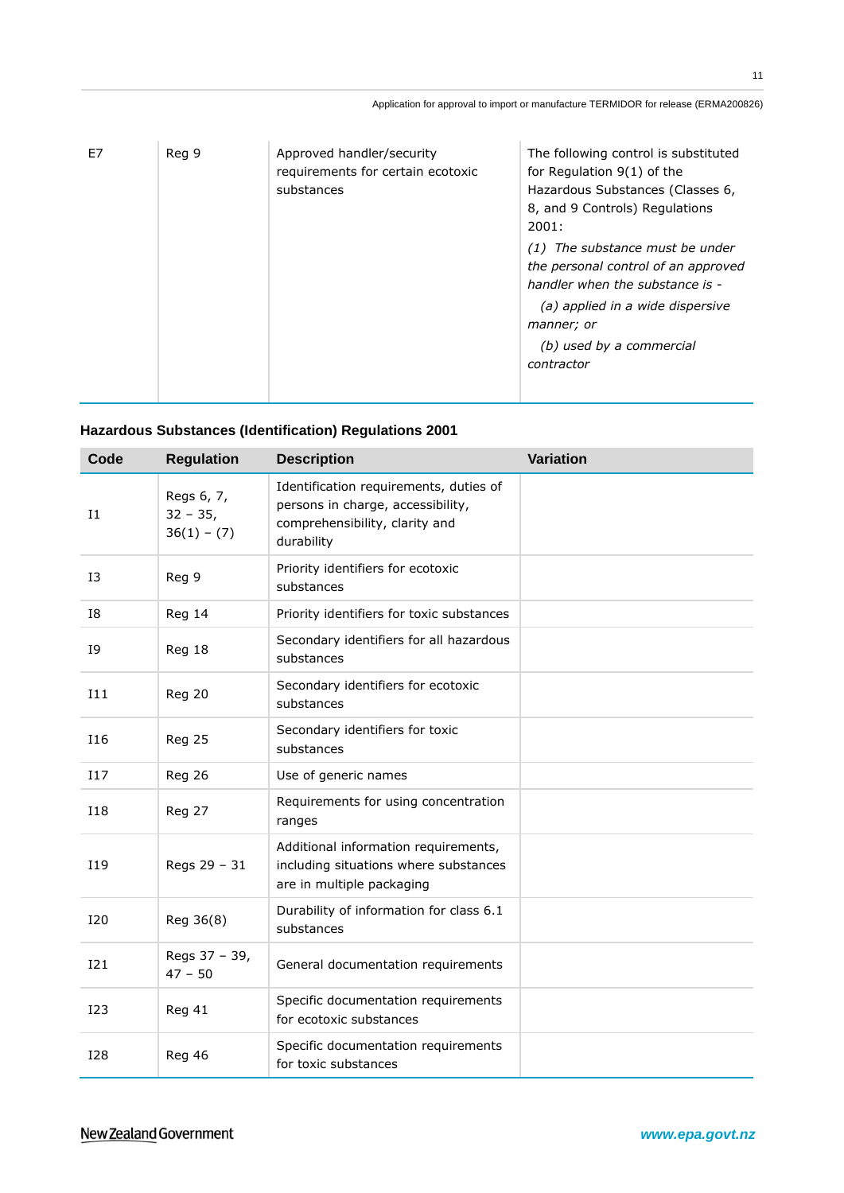| | | | |
|---|---|---|---|
| E7 | Reg 9 | Approved handler/security requirements for certain ecotoxic substances | The following control is substituted for Regulation 9(1) of the Hazardous Substances (Classes 6, 8, and 9 Controls) Regulations 2001:<br>*(1) The substance must be under the personal control of an approved handler when the substance is -*<br>*(a) applied in a wide dispersive manner; or*<br>*(b) used by a commercial contractor* |

### Hazardous Substances (Identification) Regulations 2001

| Code | Regulation | Description | Variation |
|---|---|---|---|
| I1 | Regs 6, 7, 32 – 35, 36(1) – (7) | Identification requirements, duties of persons in charge, accessibility, comprehensibility, clarity and durability | |
| I3 | Reg 9 | Priority identifiers for ecotoxic substances | |
| I8 | Reg 14 | Priority identifiers for toxic substances | |
| I9 | Reg 18 | Secondary identifiers for all hazardous substances | |
| I11 | Reg 20 | Secondary identifiers for ecotoxic substances | |
| I16 | Reg 25 | Secondary identifiers for toxic substances | |
| I17 | Reg 26 | Use of generic names | |
| I18 | Reg 27 | Requirements for using concentration ranges | |
| I19 | Regs 29 – 31 | Additional information requirements, including situations where substances are in multiple packaging | |
| I20 | Reg 36(8) | Durability of information for class 6.1 substances | |
| I21 | Regs 37 – 39, 47 – 50 | General documentation requirements | |
| I23 | Reg 41 | Specific documentation requirements for ecotoxic substances | |
| I28 | Reg 46 | Specific documentation requirements for toxic substances | |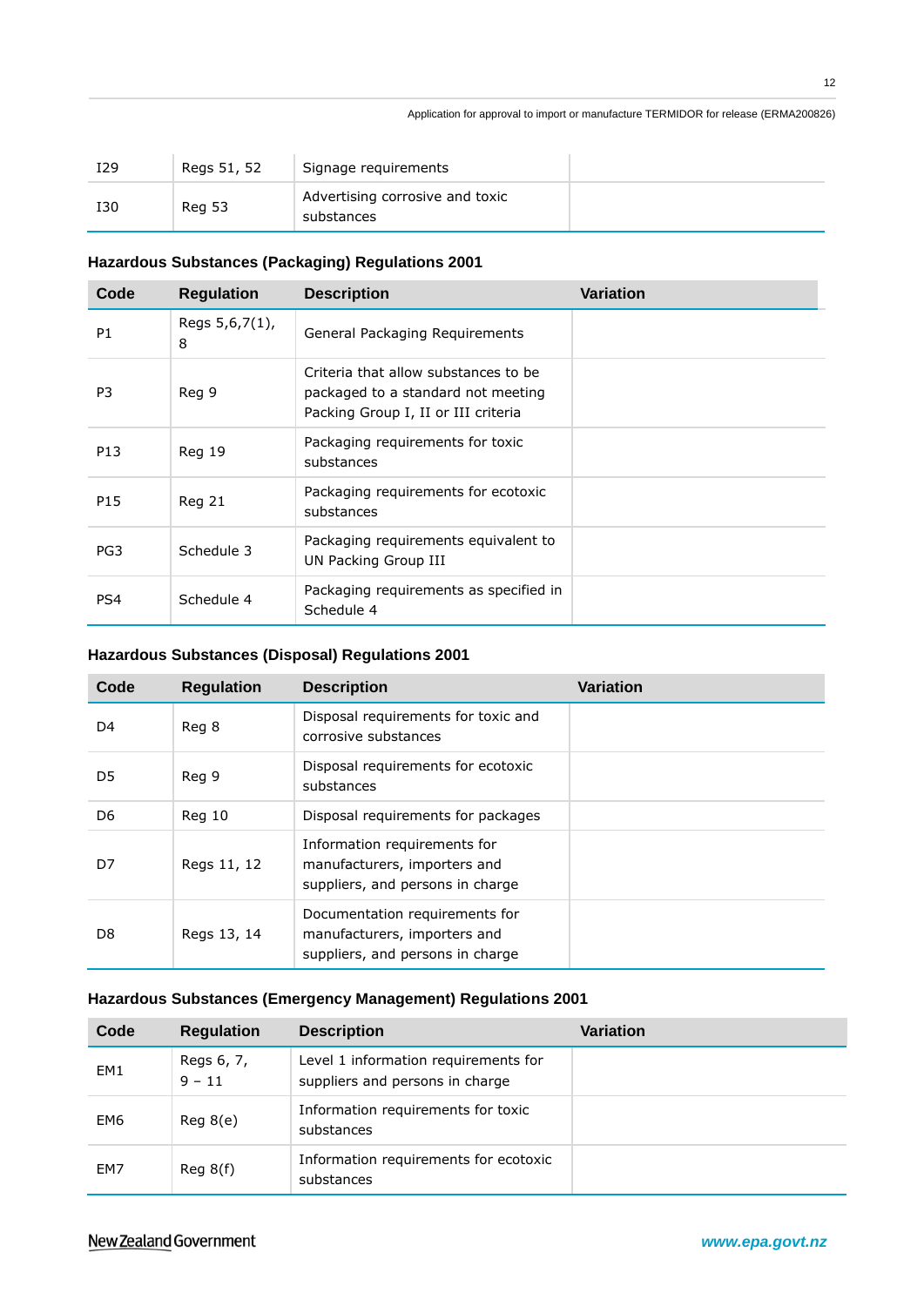| I29 | Regs 51, 52 | Signage requirements | |
|---|---|---|---|
| I30 | Reg 53 | Advertising corrosive and toxic substances | |

### Hazardous Substances (Packaging) Regulations 2001

| Code | Regulation | Description | Variation |
|---|---|---|---|
| P1 | Regs 5,6,7(1), 8 | General Packaging Requirements | |
| P3 | Reg 9 | Criteria that allow substances to be packaged to a standard not meeting Packing Group I, II or III criteria | |
| P13 | Reg 19 | Packaging requirements for toxic substances | |
| P15 | Reg 21 | Packaging requirements for ecotoxic substances | |
| PG3 | Schedule 3 | Packaging requirements equivalent to UN Packing Group III | |
| PS4 | Schedule 4 | Packaging requirements as specified in Schedule 4 | |

### Hazardous Substances (Disposal) Regulations 2001

| Code | Regulation | Description | Variation |
|---|---|---|---|
| D4 | Reg 8 | Disposal requirements for toxic and corrosive substances | |
| D5 | Reg 9 | Disposal requirements for ecotoxic substances | |
| D6 | Reg 10 | Disposal requirements for packages | |
| D7 | Regs 11, 12 | Information requirements for manufacturers, importers and suppliers, and persons in charge | |
| D8 | Regs 13, 14 | Documentation requirements for manufacturers, importers and suppliers, and persons in charge | |

### Hazardous Substances (Emergency Management) Regulations 2001

| Code | Regulation | Description | Variation |
|---|---|---|---|
| EM1 | Regs 6, 7, 9 – 11 | Level 1 information requirements for suppliers and persons in charge | |
| EM6 | Reg 8(e) | Information requirements for toxic substances | |
| EM7 | Reg 8(f) | Information requirements for ecotoxic substances | |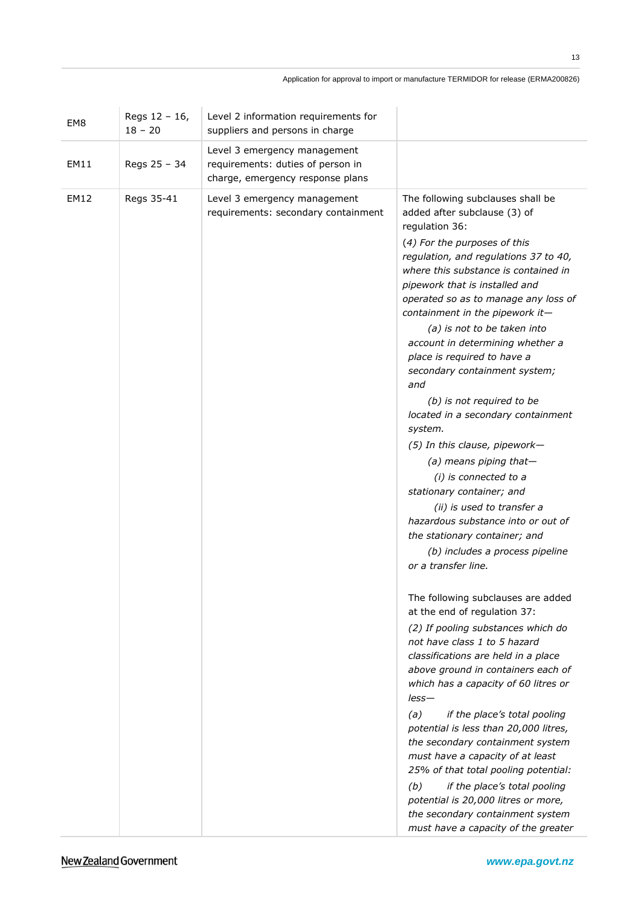| EM8 | Regs 12 – 16, 18 – 20 | Level 2 information requirements for suppliers and persons in charge | |
|---|---|---|---|
| EM11 | Regs 25 – 34 | Level 3 emergency management requirements: duties of person in charge, emergency response plans | |
| EM12 | Regs 35-41 | Level 3 emergency management requirements: secondary containment | The following subclauses shall be added after subclause (3) of regulation 36:<br>*(4) For the purposes of this regulation, and regulations 37 to 40, where this substance is contained in pipework that is installed and operated so as to manage any loss of containment in the pipework it—*<br>*(a) is not to be taken into account in determining whether a place is required to have a secondary containment system; and*<br>*(b) is not required to be located in a secondary containment system.*<br>*(5) In this clause, pipework—*<br>*(a) means piping that—*<br>*(i) is connected to a stationary container; and*<br>*(ii) is used to transfer a hazardous substance into or out of the stationary container; and*<br>*(b) includes a process pipeline or a transfer line.*<br><br>The following subclauses are added at the end of regulation 37:<br>*(2) If pooling substances which do not have class 1 to 5 hazard classifications are held in a place above ground in containers each of which has a capacity of 60 litres or less—*<br>*(a) if the place's total pooling potential is less than 20,000 litres, the secondary containment system must have a capacity of at least 25% of that total pooling potential:*<br>*(b) if the place's total pooling potential is 20,000 litres or more, the secondary containment system must have a capacity of the greater* |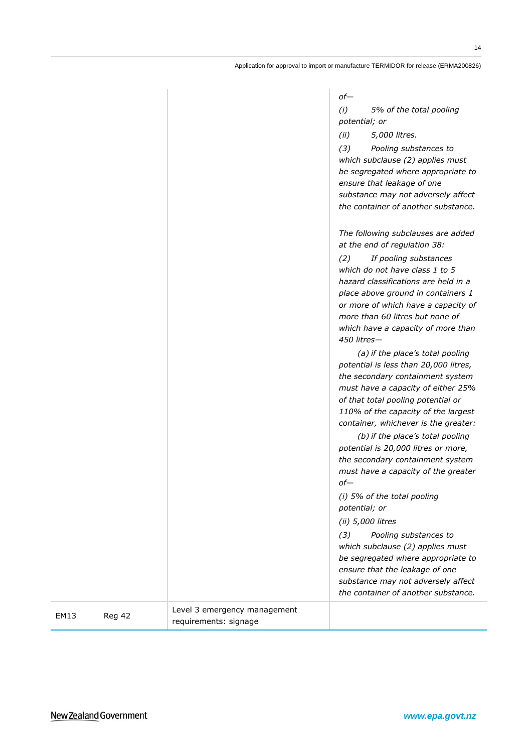|  |  |  |  |
|---|---|---|---|
|  |  |  | *of—*<br>*(i) 5% of the total pooling potential; or*<br>*(ii) 5,000 litres.*<br>*(3) Pooling substances to which subclause (2) applies must be segregated where appropriate to ensure that leakage of one substance may not adversely affect the container of another substance.*<br><br>*The following subclauses are added at the end of regulation 38:*<br>*(2) If pooling substances which do not have class 1 to 5 hazard classifications are held in a place above ground in containers 1 or more of which have a capacity of more than 60 litres but none of which have a capacity of more than 450 litres—*<br>*(a) if the place's total pooling potential is less than 20,000 litres, the secondary containment system must have a capacity of either 25% of that total pooling potential or 110% of the capacity of the largest container, whichever is the greater:*<br>*(b) if the place's total pooling potential is 20,000 litres or more, the secondary containment system must have a capacity of the greater of—*<br>*(i) 5% of the total pooling potential; or*<br>*(ii) 5,000 litres*<br>*(3) Pooling substances to which subclause (2) applies must be segregated where appropriate to ensure that the leakage of one substance may not adversely affect the container of another substance.* |
| EM13 | Reg 42 | Level 3 emergency management requirements: signage |  |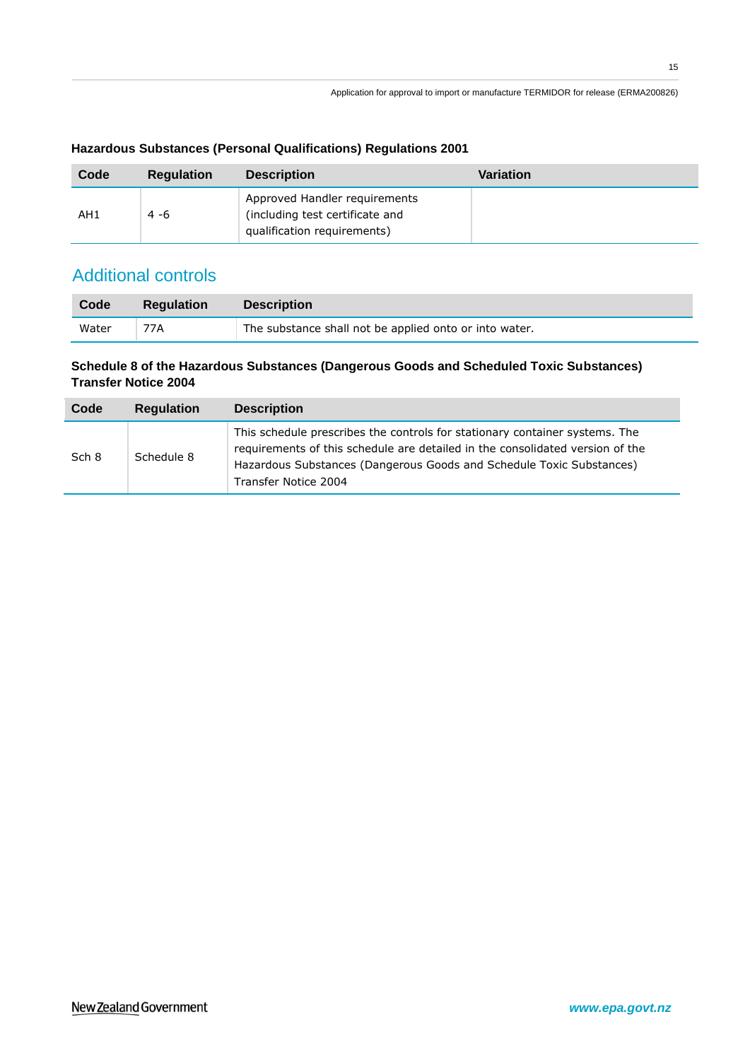**Hazardous Substances (Personal Qualifications) Regulations 2001**

| Code | Regulation | Description | Variation |
|---|---|---|---|
| AH1 | 4 -6 | Approved Handler requirements (including test certificate and qualification requirements) | |

## Additional controls

| Code | Regulation | Description |
|---|---|---|
| Water | 77A | The substance shall not be applied onto or into water. |

**Schedule 8 of the Hazardous Substances (Dangerous Goods and Scheduled Toxic Substances) Transfer Notice 2004**

| Code | Regulation | Description |
|---|---|---|
| Sch 8 | Schedule 8 | This schedule prescribes the controls for stationary container systems. The requirements of this schedule are detailed in the consolidated version of the Hazardous Substances (Dangerous Goods and Schedule Toxic Substances) Transfer Notice 2004 |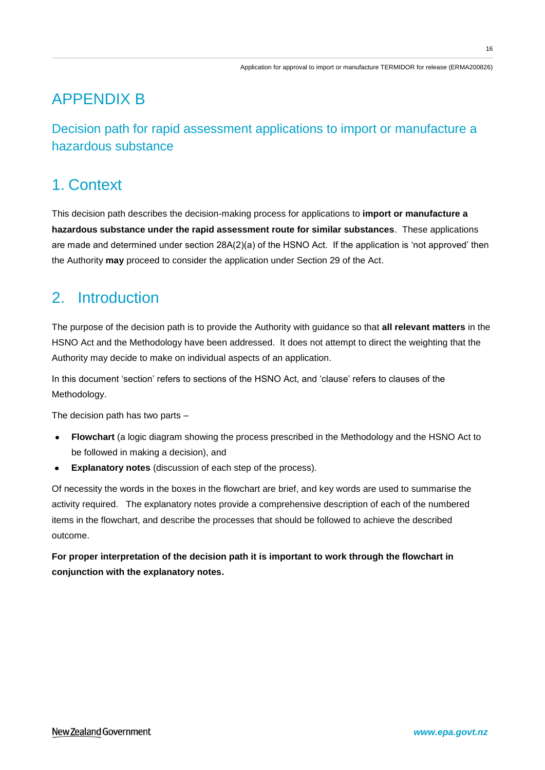# APPENDIX B

## Decision path for rapid assessment applications to import or manufacture a hazardous substance

## 1. Context

This decision path describes the decision-making process for applications to **import or manufacture a hazardous substance under the rapid assessment route for similar substances**. These applications are made and determined under section 28A(2)(a) of the HSNO Act. If the application is 'not approved' then the Authority **may** proceed to consider the application under Section 29 of the Act.

## 2. Introduction

The purpose of the decision path is to provide the Authority with guidance so that **all relevant matters** in the HSNO Act and the Methodology have been addressed. It does not attempt to direct the weighting that the Authority may decide to make on individual aspects of an application.

In this document 'section' refers to sections of the HSNO Act, and 'clause' refers to clauses of the Methodology.

The decision path has two parts –

- **Flowchart** (a logic diagram showing the process prescribed in the Methodology and the HSNO Act to be followed in making a decision), and
- **Explanatory notes** (discussion of each step of the process).

Of necessity the words in the boxes in the flowchart are brief, and key words are used to summarise the activity required. The explanatory notes provide a comprehensive description of each of the numbered items in the flowchart, and describe the processes that should be followed to achieve the described outcome.

**For proper interpretation of the decision path it is important to work through the flowchart in conjunction with the explanatory notes.**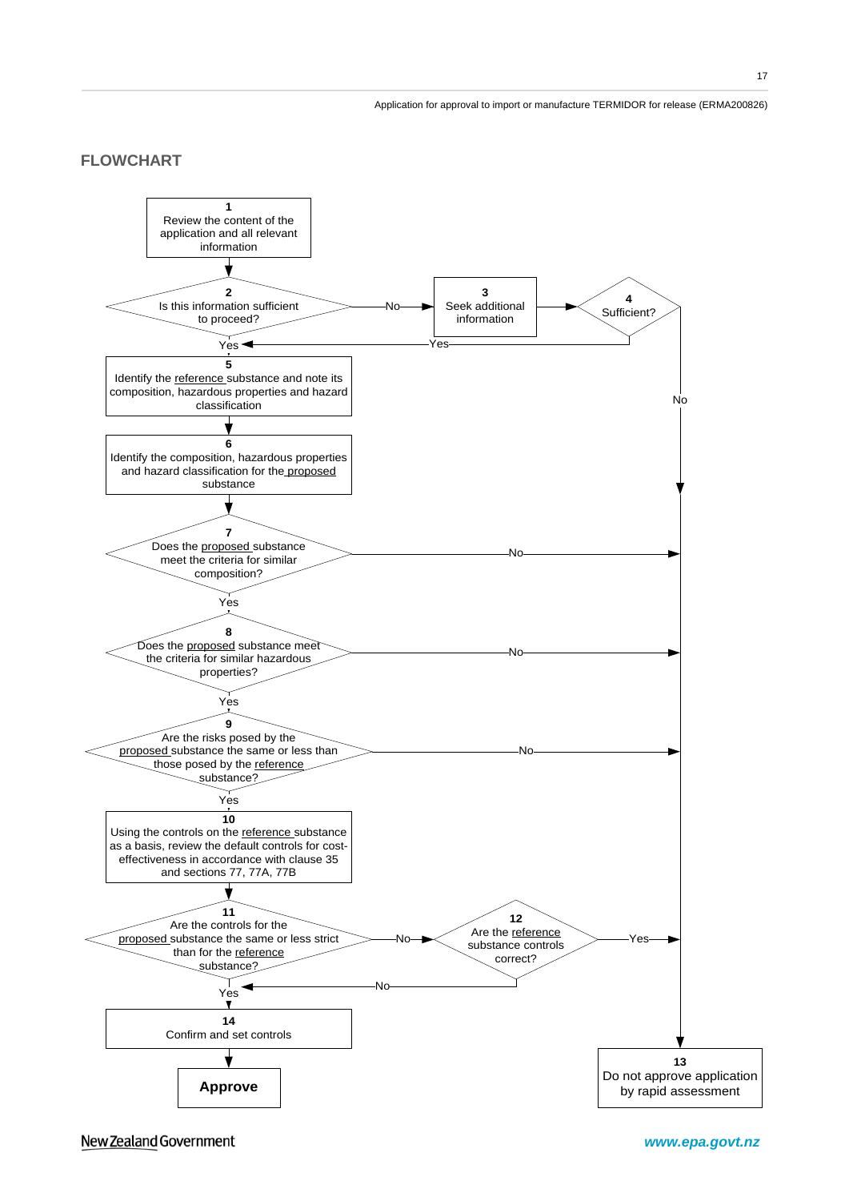## FLOWCHART

**1** Review the content of the application and all relevant information

**2** Is this information sufficient to proceed?
- No → **3** Seek additional information → **4** Sufficient?
  - Yes → 5
  - No → 13
- Yes → 5

**5** Identify the reference substance and note its composition, hazardous properties and hazard classification

**6** Identify the composition, hazardous properties and hazard classification for the proposed substance

**7** Does the proposed substance meet the criteria for similar composition?
- No → 13
- Yes → 8

**8** Does the proposed substance meet the criteria for similar hazardous properties?
- No → 13
- Yes → 9

**9** Are the risks posed by the proposed substance the same or less than those posed by the reference substance?
- No → 13
- Yes → 10

**10** Using the controls on the reference substance as a basis, review the default controls for cost-effectiveness in accordance with clause 35 and sections 77, 77A, 77B

**11** Are the controls for the proposed substance the same or less strict than for the reference substance?
- No → **12** Are the reference substance controls correct?
  - Yes → 13
  - No → 14
- Yes → 14

**14** Confirm and set controls → **Approve**

**13** Do not approve application by rapid assessment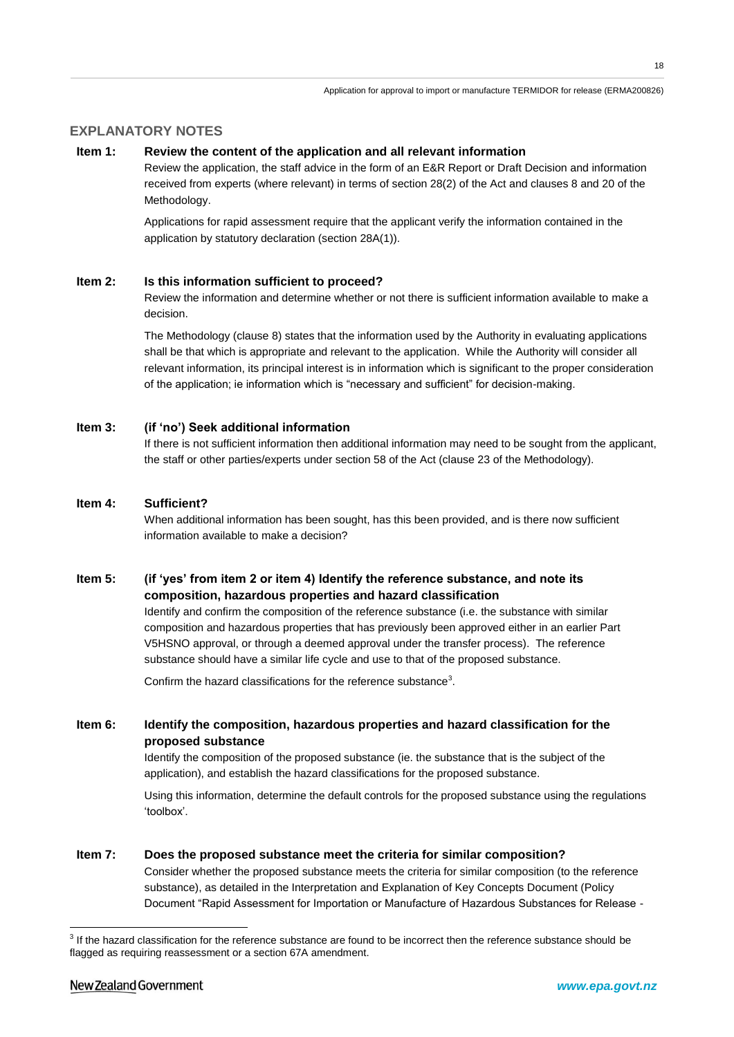## EXPLANATORY NOTES

**Item 1: Review the content of the application and all relevant information**

Review the application, the staff advice in the form of an E&R Report or Draft Decision and information received from experts (where relevant) in terms of section 28(2) of the Act and clauses 8 and 20 of the Methodology.

Applications for rapid assessment require that the applicant verify the information contained in the application by statutory declaration (section 28A(1)).

**Item 2: Is this information sufficient to proceed?**

Review the information and determine whether or not there is sufficient information available to make a decision.

The Methodology (clause 8) states that the information used by the Authority in evaluating applications shall be that which is appropriate and relevant to the application. While the Authority will consider all relevant information, its principal interest is in information which is significant to the proper consideration of the application; ie information which is "necessary and sufficient" for decision-making.

**Item 3: (if 'no') Seek additional information**

If there is not sufficient information then additional information may need to be sought from the applicant, the staff or other parties/experts under section 58 of the Act (clause 23 of the Methodology).

**Item 4: Sufficient?**

When additional information has been sought, has this been provided, and is there now sufficient information available to make a decision?

**Item 5: (if 'yes' from item 2 or item 4) Identify the reference substance, and note its composition, hazardous properties and hazard classification**

Identify and confirm the composition of the reference substance (i.e. the substance with similar composition and hazardous properties that has previously been approved either in an earlier Part V5HSNO approval, or through a deemed approval under the transfer process). The reference substance should have a similar life cycle and use to that of the proposed substance.

Confirm the hazard classifications for the reference substance[3].

**Item 6: Identify the composition, hazardous properties and hazard classification for the proposed substance**

Identify the composition of the proposed substance (ie. the substance that is the subject of the application), and establish the hazard classifications for the proposed substance.

Using this information, determine the default controls for the proposed substance using the regulations 'toolbox'.

**Item 7: Does the proposed substance meet the criteria for similar composition?**

Consider whether the proposed substance meets the criteria for similar composition (to the reference substance), as detailed in the Interpretation and Explanation of Key Concepts Document (Policy Document "Rapid Assessment for Importation or Manufacture of Hazardous Substances for Release -

---

[3] If the hazard classification for the reference substance are found to be incorrect then the reference substance should be flagged as requiring reassessment or a section 67A amendment.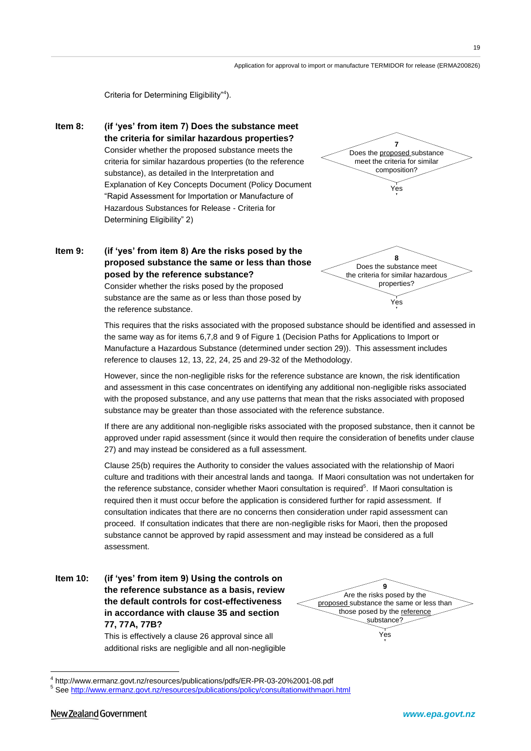Criteria for Determining Eligibility"[4]).

**Item 8:** **(if 'yes' from item 7) Does the substance meet the criteria for similar hazardous properties?**

Consider whether the proposed substance meets the criteria for similar hazardous properties (to the reference substance), as detailed in the Interpretation and Explanation of Key Concepts Document (Policy Document "Rapid Assessment for Importation or Manufacture of Hazardous Substances for Release - Criteria for Determining Eligibility" 2)

> **7**
> Does the proposed substance meet the criteria for similar composition?
> Yes

**Item 9:** **(if 'yes' from item 8) Are the risks posed by the proposed substance the same or less than those posed by the reference substance?**

Consider whether the risks posed by the proposed substance are the same as or less than those posed by the reference substance.

> **8**
> Does the substance meet the criteria for similar hazardous properties?
> Yes

This requires that the risks associated with the proposed substance should be identified and assessed in the same way as for items 6,7,8 and 9 of Figure 1 (Decision Paths for Applications to Import or Manufacture a Hazardous Substance (determined under section 29)). This assessment includes reference to clauses 12, 13, 22, 24, 25 and 29-32 of the Methodology.

However, since the non-negligible risks for the reference substance are known, the risk identification and assessment in this case concentrates on identifying any additional non-negligible risks associated with the proposed substance, and any use patterns that mean that the risks associated with proposed substance may be greater than those associated with the reference substance.

If there are any additional non-negligible risks associated with the proposed substance, then it cannot be approved under rapid assessment (since it would then require the consideration of benefits under clause 27) and may instead be considered as a full assessment.

Clause 25(b) requires the Authority to consider the values associated with the relationship of Maori culture and traditions with their ancestral lands and taonga. If Maori consultation was not undertaken for the reference substance, consider whether Maori consultation is required[5]. If Maori consultation is required then it must occur before the application is considered further for rapid assessment. If consultation indicates that there are no concerns then consideration under rapid assessment can proceed. If consultation indicates that there are non-negligible risks for Maori, then the proposed substance cannot be approved by rapid assessment and may instead be considered as a full assessment.

**Item 10:** **(if 'yes' from item 9) Using the controls on the reference substance as a basis, review the default controls for cost-effectiveness in accordance with clause 35 and section 77, 77A, 77B?**

This is effectively a clause 26 approval since all additional risks are negligible and all non-negligible

> **9**
> Are the risks posed by the proposed substance the same or less than those posed by the reference substance?
> Yes

---

[4] http://www.ermanz.govt.nz/resources/publications/pdfs/ER-PR-03-20%2001-08.pdf

[5] See http://www.ermanz.govt.nz/resources/publications/policy/consultationwithmaori.html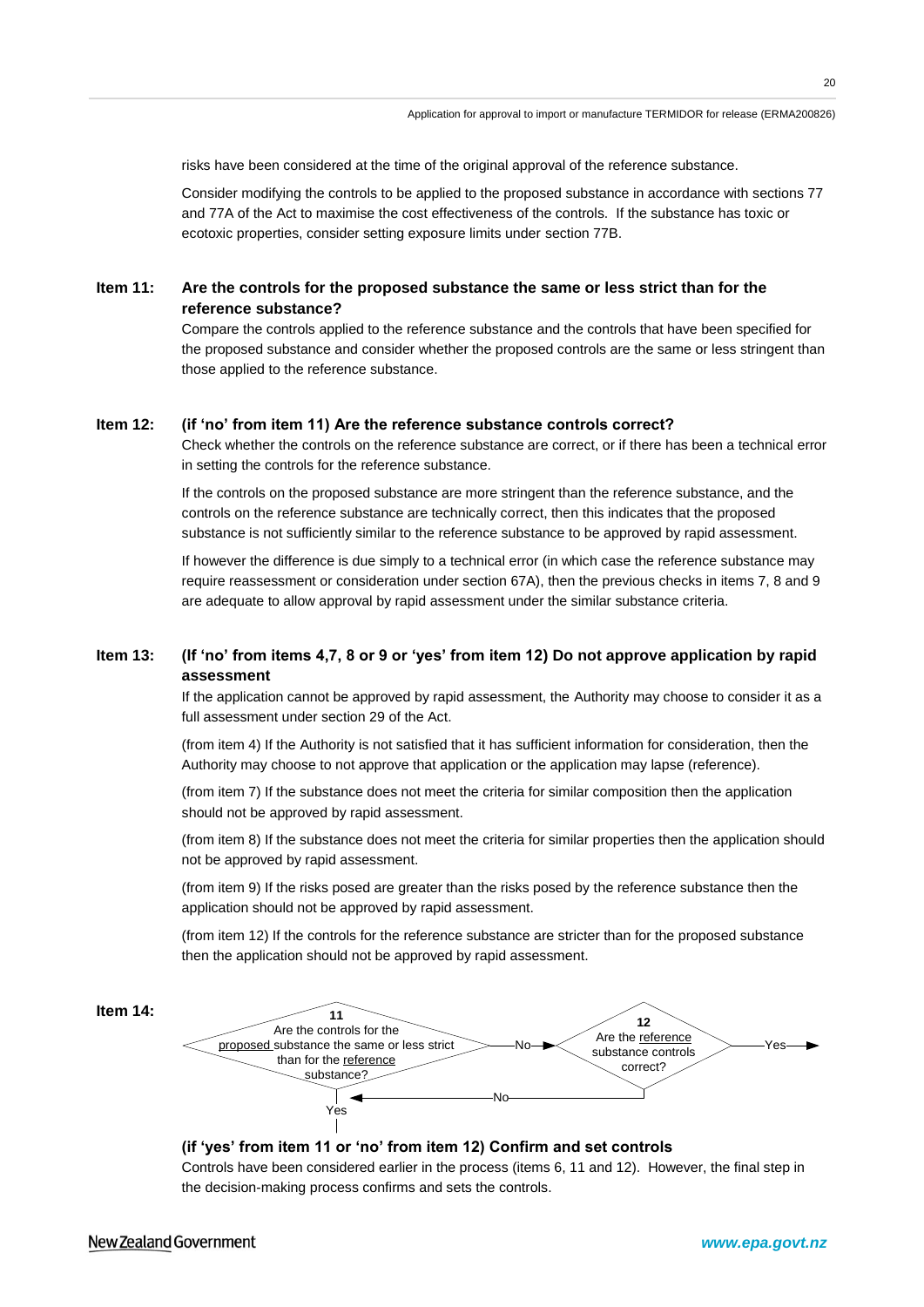risks have been considered at the time of the original approval of the reference substance.

Consider modifying the controls to be applied to the proposed substance in accordance with sections 77 and 77A of the Act to maximise the cost effectiveness of the controls. If the substance has toxic or ecotoxic properties, consider setting exposure limits under section 77B.

**Item 11: Are the controls for the proposed substance the same or less strict than for the reference substance?**

Compare the controls applied to the reference substance and the controls that have been specified for the proposed substance and consider whether the proposed controls are the same or less stringent than those applied to the reference substance.

**Item 12: (if 'no' from item 11) Are the reference substance controls correct?**

Check whether the controls on the reference substance are correct, or if there has been a technical error in setting the controls for the reference substance.

If the controls on the proposed substance are more stringent than the reference substance, and the controls on the reference substance are technically correct, then this indicates that the proposed substance is not sufficiently similar to the reference substance to be approved by rapid assessment.

If however the difference is due simply to a technical error (in which case the reference substance may require reassessment or consideration under section 67A), then the previous checks in items 7, 8 and 9 are adequate to allow approval by rapid assessment under the similar substance criteria.

**Item 13: (If 'no' from items 4,7, 8 or 9 or 'yes' from item 12) Do not approve application by rapid assessment**

If the application cannot be approved by rapid assessment, the Authority may choose to consider it as a full assessment under section 29 of the Act.

(from item 4) If the Authority is not satisfied that it has sufficient information for consideration, then the Authority may choose to not approve that application or the application may lapse (reference).

(from item 7) If the substance does not meet the criteria for similar composition then the application should not be approved by rapid assessment.

(from item 8) If the substance does not meet the criteria for similar properties then the application should not be approved by rapid assessment.

(from item 9) If the risks posed are greater than the risks posed by the reference substance then the application should not be approved by rapid assessment.

(from item 12) If the controls for the reference substance are stricter than for the proposed substance then the application should not be approved by rapid assessment.

**Item 14:**

11 — Are the controls for the proposed substance the same or less strict than for the reference substance? — No → 12 — Are the reference substance controls correct? — Yes →; No → (back to 11); Yes ↓

**(if 'yes' from item 11 or 'no' from item 12) Confirm and set controls**

Controls have been considered earlier in the process (items 6, 11 and 12). However, the final step in the decision-making process confirms and sets the controls.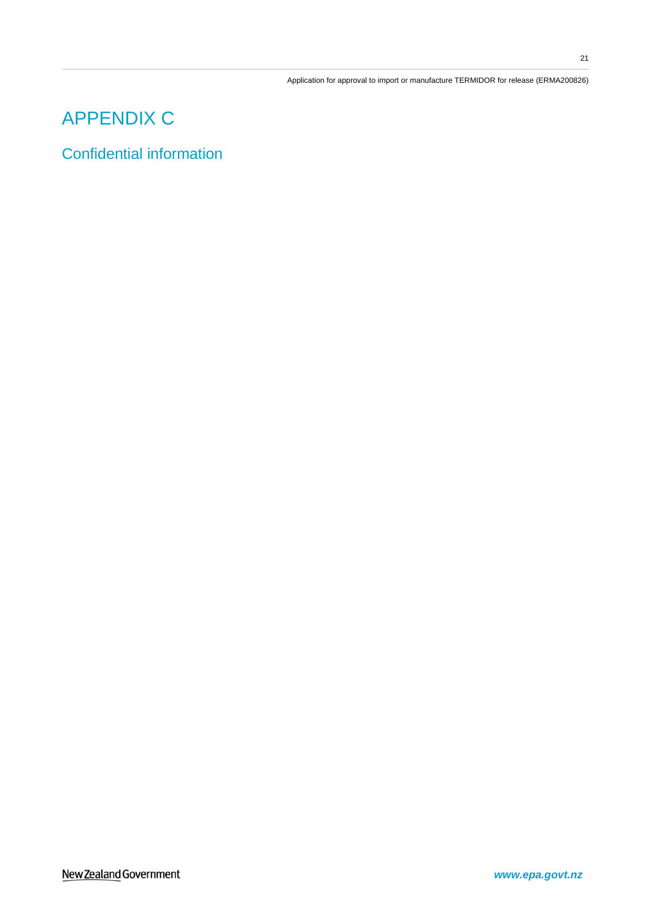# APPENDIX C

## Confidential information